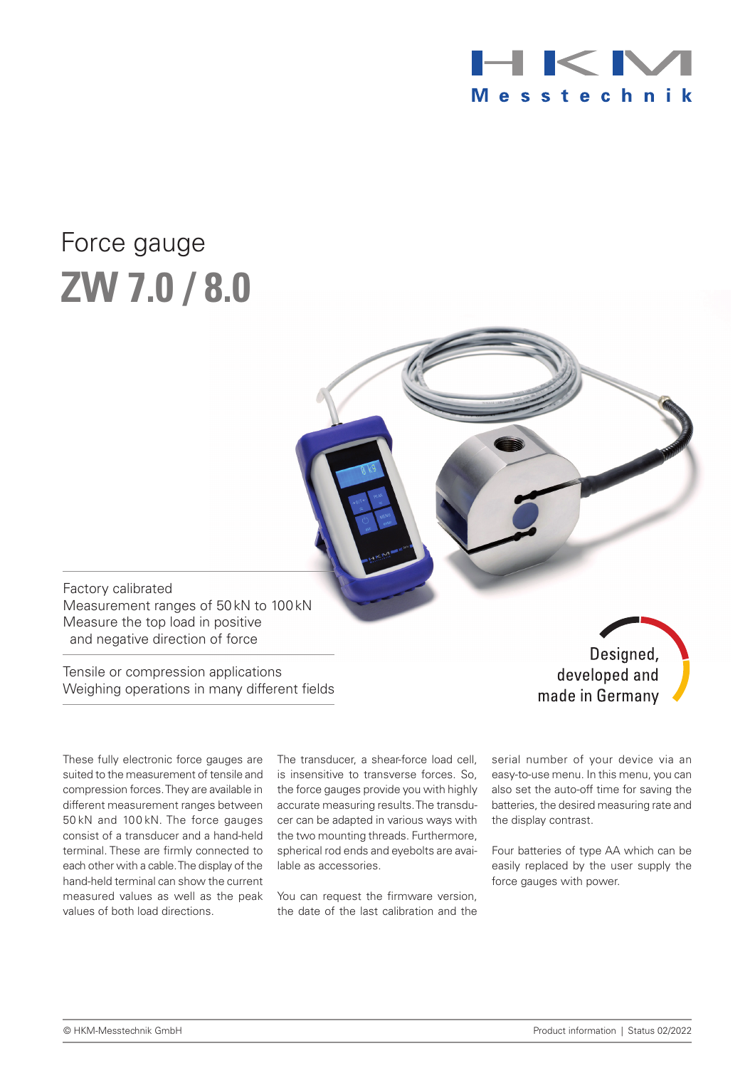# Force gauge

# ZW 7.0 / 8.0

Factory calibrated
Measurement ranges of 50 kN to 100 kN
Measure the top load in positive and negative direction of force

Tensile or compression applications
Weighing operations in many different fields

Designed, developed and made in Germany

These fully electronic force gauges are suited to the measurement of tensile and compression forces. They are available in different measurement ranges between 50 kN and 100 kN. The force gauges consist of a transducer and a hand-held terminal. These are firmly connected to each other with a cable. The display of the hand-held terminal can show the current measured values as well as the peak values of both load directions.

The transducer, a shear-force load cell, is insensitive to transverse forces. So, the force gauges provide you with highly accurate measuring results. The transducer can be adapted in various ways with the two mounting threads. Furthermore, spherical rod ends and eyebolts are available as accessories.

You can request the firmware version, the date of the last calibration and the serial number of your device via an easy-to-use menu. In this menu, you can also set the auto-off time for saving the batteries, the desired measuring rate and the display contrast.

Four batteries of type AA which can be easily replaced by the user supply the force gauges with power.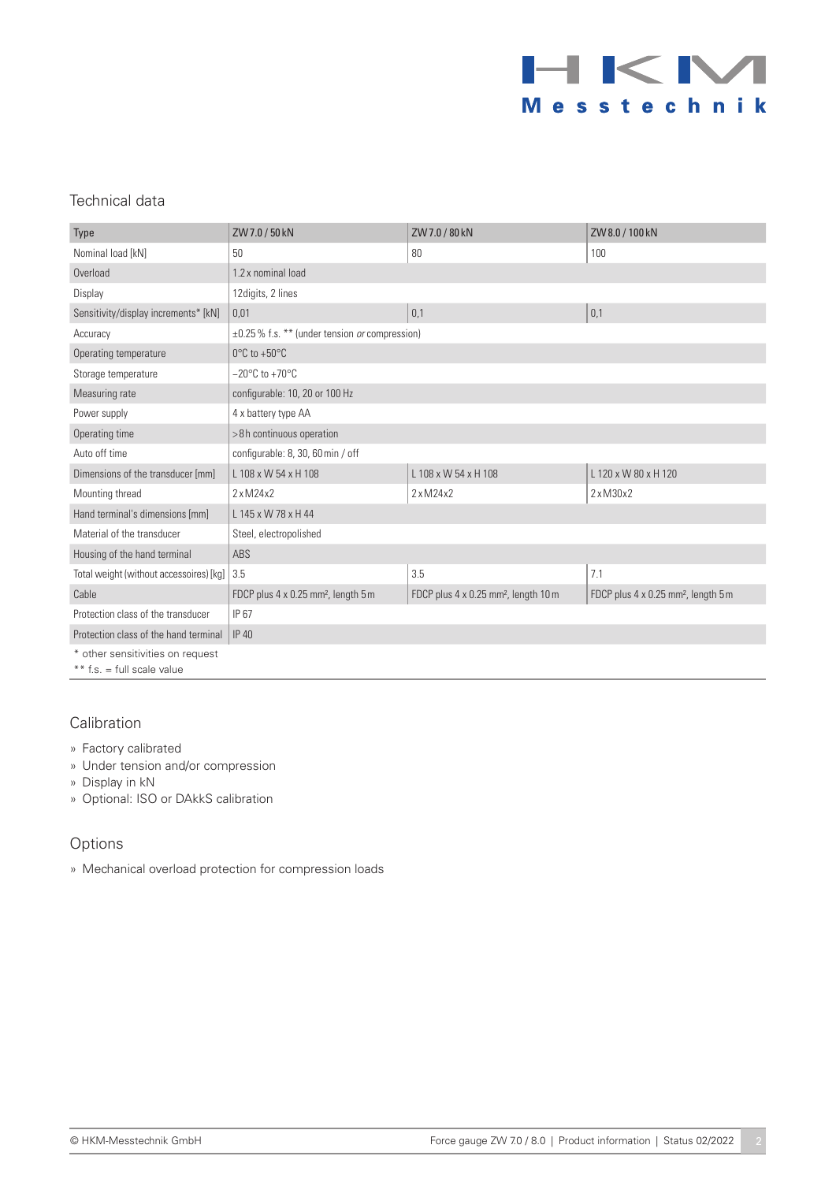## Technical data

| Type | ZW 7.0 / 50 kN | ZW 7.0 / 80 kN | ZW 8.0 / 100 kN |
|---|---|---|---|
| Nominal load [kN] | 50 | 80 | 100 |
| Overload | 1.2 x nominal load | | |
| Display | 12digits, 2 lines | | |
| Sensitivity/display increments* [kN] | 0,01 | 0,1 | 0,1 |
| Accuracy | ±0.25 % f.s. ** (under tension *or* compression) | | |
| Operating temperature | 0°C to +50°C | | |
| Storage temperature | −20°C to +70°C | | |
| Measuring rate | configurable: 10, 20 or 100 Hz | | |
| Power supply | 4 x battery type AA | | |
| Operating time | > 8 h continuous operation | | |
| Auto off time | configurable: 8, 30, 60 min / off | | |
| Dimensions of the transducer [mm] | L 108 x W 54 x H 108 | L 108 x W 54 x H 108 | L 120 x W 80 x H 120 |
| Mounting thread | 2 x M24x2 | 2 x M24x2 | 2 x M30x2 |
| Hand terminal's dimensions [mm] | L 145 x W 78 x H 44 | | |
| Material of the transducer | Steel, electropolished | | |
| Housing of the hand terminal | ABS | | |
| Total weight (without accessoires) [kg] | 3.5 | 3.5 | 7.1 |
| Cable | FDCP plus 4 x 0.25 mm², length 5 m | FDCP plus 4 x 0.25 mm², length 10 m | FDCP plus 4 x 0.25 mm², length 5 m |
| Protection class of the transducer | IP 67 | | |
| Protection class of the hand terminal | IP 40 | | |

\* other sensitivities on request
** f.s. = full scale value

## Calibration

» Factory calibrated
» Under tension and/or compression
» Display in kN
» Optional: ISO or DAkkS calibration

## Options

» Mechanical overload protection for compression loads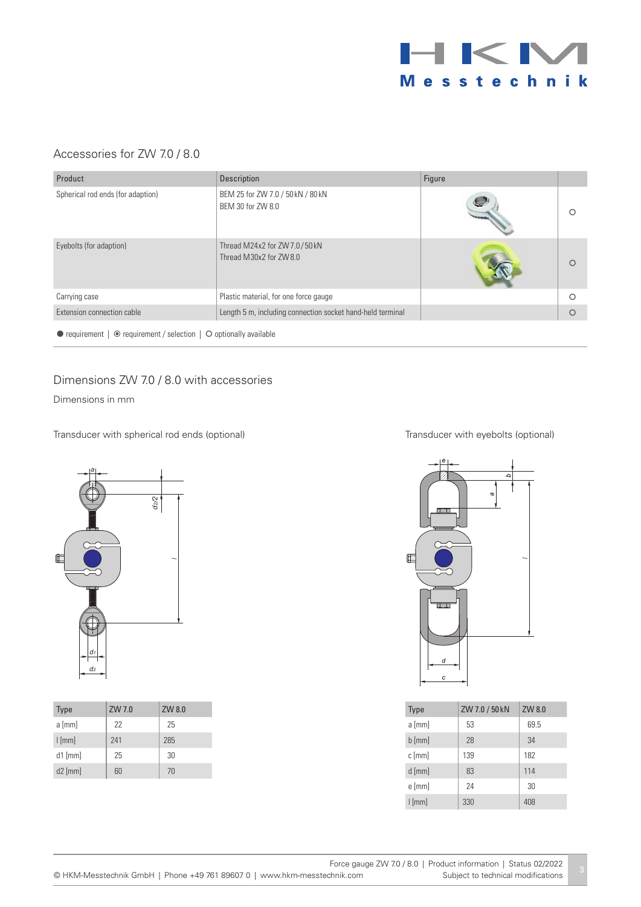## Accessories for ZW 7.0 / 8.0

| Product | Description | Figure | |
|---|---|---|---|
| Spherical rod ends (for adaption) | BEM 25 for ZW 7.0 / 50 kN / 80 kN<br>BEM 30 for ZW 8.0 | | ○ |
| Eyebolts (for adaption) | Thread M24x2 for ZW 7.0 / 50 kN<br>Thread M30x2 for ZW 8.0 | | ○ |
| Carrying case | Plastic material, for one force gauge | | ○ |
| Extension connection cable | Length 5 m, including connection socket hand-held terminal | | ○ |

● requirement | ⦿ requirement / selection | ○ optionally available

## Dimensions ZW 7.0 / 8.0 with accessories

Dimensions in mm

### Transducer with spherical rod ends (optional)

a
d2/2
l
d1
d2

| Type | ZW 7.0 | ZW 8.0 |
|---|---|---|
| a [mm] | 22 | 25 |
| l [mm] | 241 | 285 |
| d1 [mm] | 25 | 30 |
| d2 [mm] | 60 | 70 |

### Transducer with eyebolts (optional)

e
b
a
l
d
c

| Type | ZW 7.0 / 50 kN | ZW 8.0 |
|---|---|---|
| a [mm] | 53 | 69.5 |
| b [mm] | 28 | 34 |
| c [mm] | 139 | 182 |
| d [mm] | 83 | 114 |
| e [mm] | 24 | 30 |
| l [mm] | 330 | 408 |